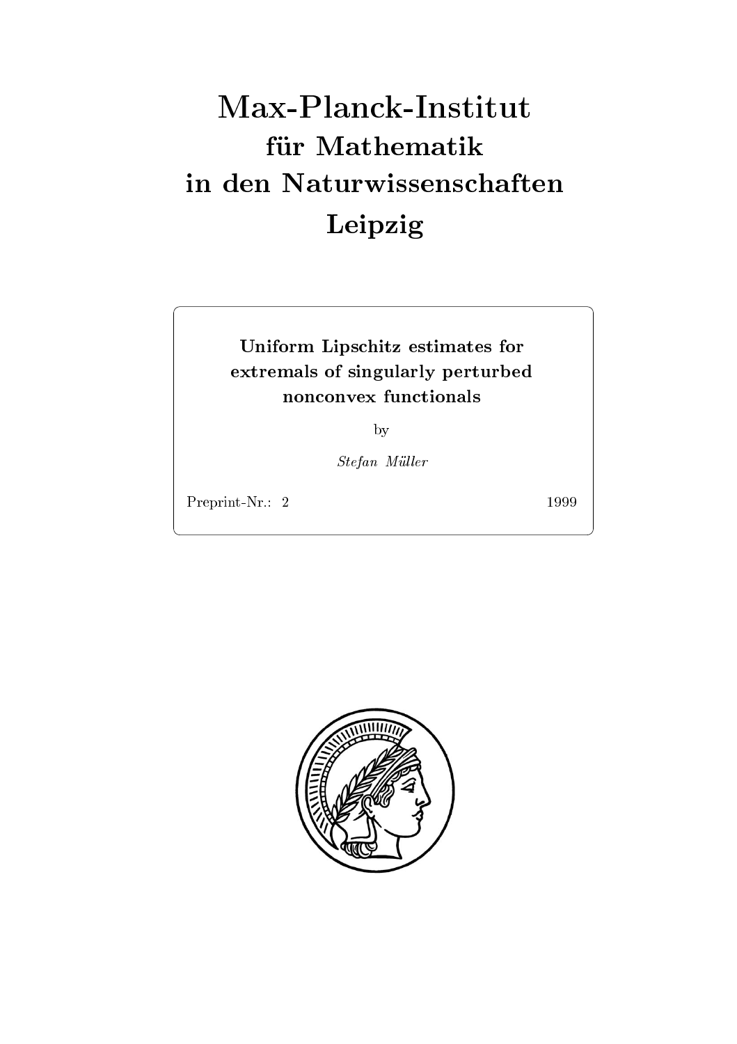# Max-Planck-Institut
# für Mathematik
# in den Naturwissenschaften
# Leipzig

**Uniform Lipschitz estimates for extremals of singularly perturbed nonconvex functionals**

by

*Stefan Müller*

Preprint-Nr.: 2 1999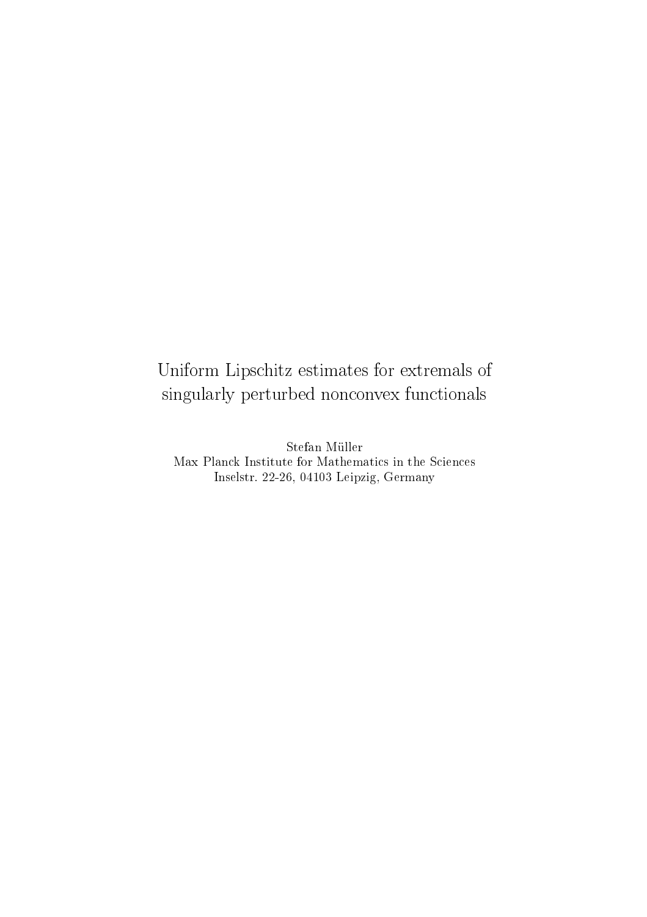# Uniform Lipschitz estimates for extremals of singularly perturbed nonconvex functionals

Stefan Müller  
Max Planck Institute for Mathematics in the Sciences  
Inselstr. 22-26, 04103 Leipzig, Germany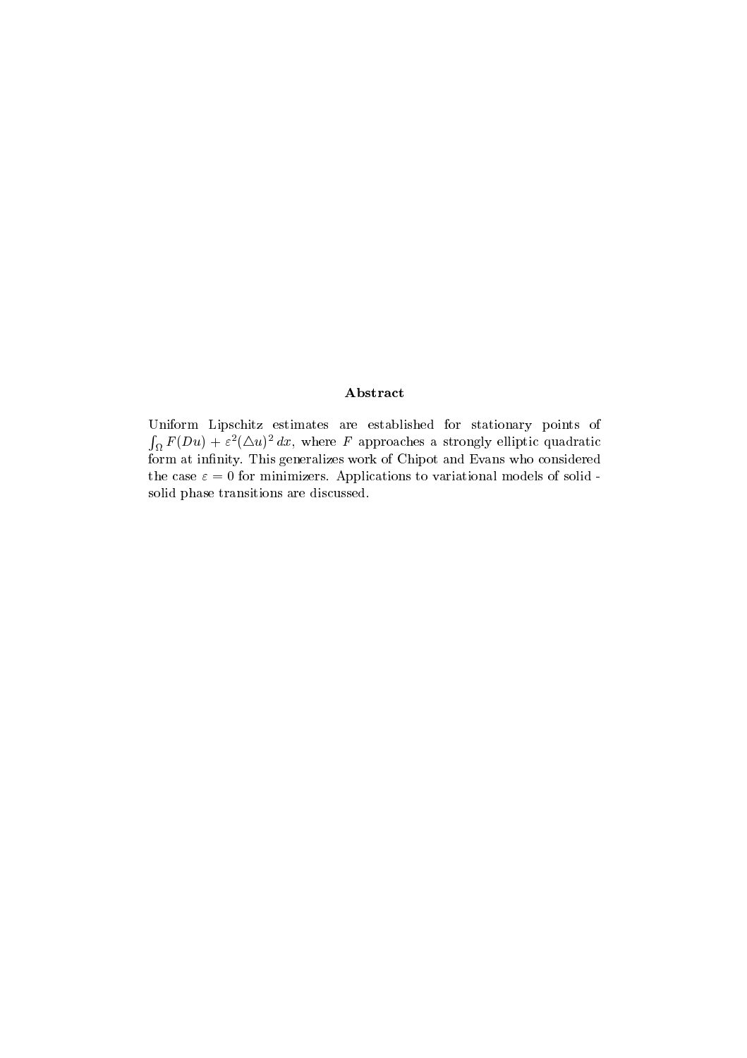## Abstract

Uniform Lipschitz estimates are established for stationary points of $\int_\Omega F(Du) + \varepsilon^2(\triangle u)^2\,dx$, where $F$ approaches a strongly elliptic quadratic form at infinity. This generalizes work of Chipot and Evans who considered the case $\varepsilon = 0$ for minimizers. Applications to variational models of solid - solid phase transitions are discussed.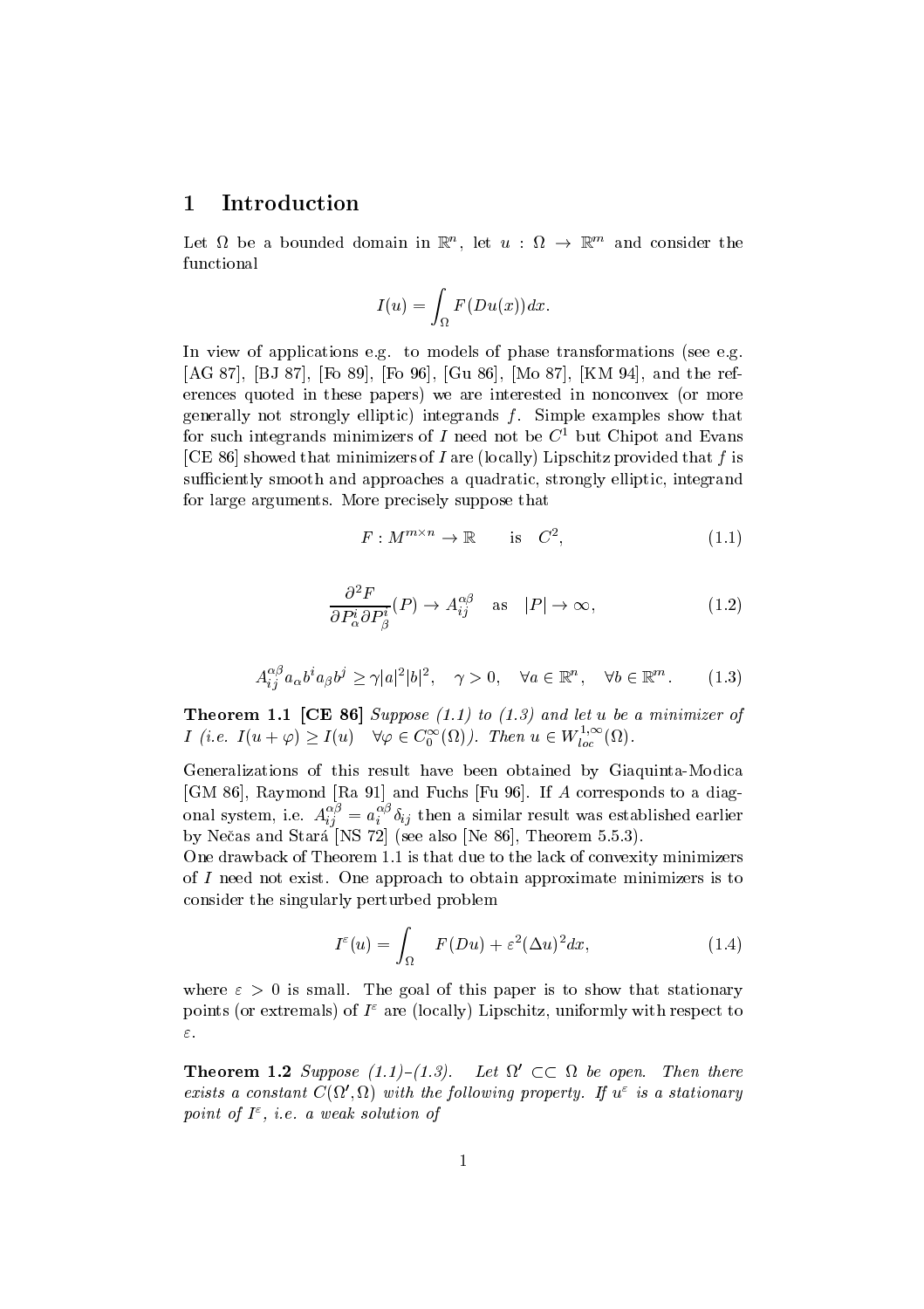## 1 Introduction

Let $\Omega$ be a bounded domain in $\mathbb{R}^n$, let $u : \Omega \to \mathbb{R}^m$ and consider the functional

$$I(u) = \int_\Omega F(Du(x))dx.$$

In view of applications e.g. to models of phase transformations (see e.g. [AG 87], [BJ 87], [Fo 89], [Fo 96], [Gu 86], [Mo 87], [KM 94], and the references quoted in these papers) we are interested in nonconvex (or more generally not strongly elliptic) integrands $f$. Simple examples show that for such integrands minimizers of $I$ need not be $C^1$ but Chipot and Evans [CE 86] showed that minimizers of $I$ are (locally) Lipschitz provided that $f$ is sufficiently smooth and approaches a quadratic, strongly elliptic, integrand for large arguments. More precisely suppose that

$$F : M^{m\times n} \to \mathbb{R} \qquad \text{is} \quad C^2, \tag{1.1}$$

$$\frac{\partial^2 F}{\partial P^i_\alpha \partial P^i_\beta}(P) \to A^{\alpha\beta}_{ij} \quad \text{as} \quad |P| \to \infty, \tag{1.2}$$

$$A^{\alpha\beta}_{ij} a_\alpha b^i a_\beta b^j \geq \gamma |a|^2 |b|^2, \quad \gamma > 0, \quad \forall a \in \mathbb{R}^n, \quad \forall b \in \mathbb{R}^m. \tag{1.3}$$

**Theorem 1.1 [CE 86]** *Suppose (1.1) to (1.3) and let u be a minimizer of $I$ (i.e. $I(u+\varphi) \geq I(u) \quad \forall \varphi \in C^\infty_0(\Omega)$). Then $u \in W^{1,\infty}_{loc}(\Omega)$.*

Generalizations of this result have been obtained by Giaquinta-Modica [GM 86], Raymond [Ra 91] and Fuchs [Fu 96]. If $A$ corresponds to a diagonal system, i.e. $A^{\alpha\beta}_{ij} = a^{\alpha\beta}_i \delta_{ij}$ then a similar result was established earlier by Nečas and Stará [NS 72] (see also [Ne 86], Theorem 5.5.3).
One drawback of Theorem 1.1 is that due to the lack of convexity minimizers of $I$ need not exist. One approach to obtain approximate minimizers is to consider the singularly perturbed problem

$$I^\varepsilon(u) = \int_\Omega \quad F(Du) + \varepsilon^2 (\Delta u)^2 dx, \tag{1.4}$$

where $\varepsilon > 0$ is small. The goal of this paper is to show that stationary points (or extremals) of $I^\varepsilon$ are (locally) Lipschitz, uniformly with respect to $\varepsilon$.

**Theorem 1.2** *Suppose (1.1)-(1.3). Let $\Omega' \subset\subset \Omega$ be open. Then there exists a constant $C(\Omega', \Omega)$ with the following property. If $u^\varepsilon$ is a stationary point of $I^\varepsilon$, i.e. a weak solution of*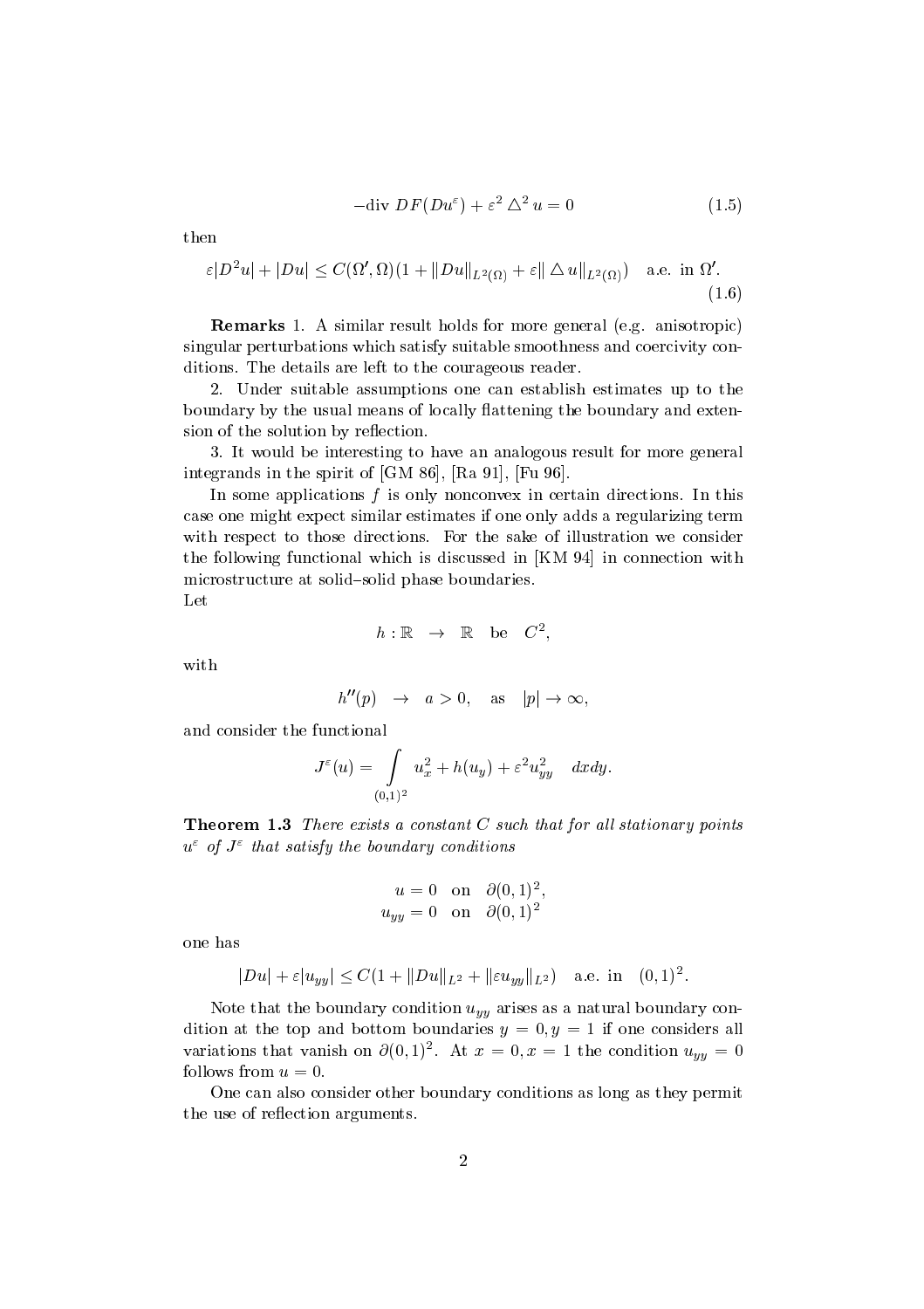$$-\text{div}\; DF(Du^\varepsilon) + \varepsilon^2 \triangle^2 u = 0 \tag{1.5}$$

then

$$\varepsilon|D^2u| + |Du| \leq C(\Omega', \Omega)(1 + \|Du\|_{L^2(\Omega)} + \varepsilon\| \triangle u\|_{L^2(\Omega)}) \quad \text{a.e. in } \Omega'. \tag{1.6}$$

**Remarks** 1. A similar result holds for more general (e.g. anisotropic) singular perturbations which satisfy suitable smoothness and coercivity conditions. The details are left to the courageous reader.

2. Under suitable assumptions one can establish estimates up to the boundary by the usual means of locally flattening the boundary and extension of the solution by reflection.

3. It would be interesting to have an analogous result for more general integrands in the spirit of [GM 86], [Ra 91], [Fu 96].

In some applications $f$ is only nonconvex in certain directions. In this case one might expect similar estimates if one only adds a regularizing term with respect to those directions. For the sake of illustration we consider the following functional which is discussed in [KM 94] in connection with microstructure at solid–solid phase boundaries.

Let

$$h : \mathbb{R} \quad \to \quad \mathbb{R} \quad \text{be} \quad C^2,$$

with

$$h''(p) \quad \to \quad a > 0, \quad \text{as} \quad |p| \to \infty,$$

and consider the functional

$$J^\varepsilon(u) = \int\limits_{(0,1)^2} u_x^2 + h(u_y) + \varepsilon^2 u_{yy}^2 \quad dxdy.$$

**Theorem 1.3** *There exists a constant $C$ such that for all stationary points $u^\varepsilon$ of $J^\varepsilon$ that satisfy the boundary conditions*

$$u = 0 \quad \text{on} \quad \partial(0,1)^2,$$
$$u_{yy} = 0 \quad \text{on} \quad \partial(0,1)^2$$

*one has*

$$|Du| + \varepsilon|u_{yy}| \leq C(1 + \|Du\|_{L^2} + \|\varepsilon u_{yy}\|_{L^2}) \quad \text{a.e. in} \quad (0,1)^2.$$

Note that the boundary condition $u_{yy}$ arises as a natural boundary condition at the top and bottom boundaries $y = 0, y = 1$ if one considers all variations that vanish on $\partial(0,1)^2$. At $x = 0, x = 1$ the condition $u_{yy} = 0$ follows from $u = 0$.

One can also consider other boundary conditions as long as they permit the use of reflection arguments.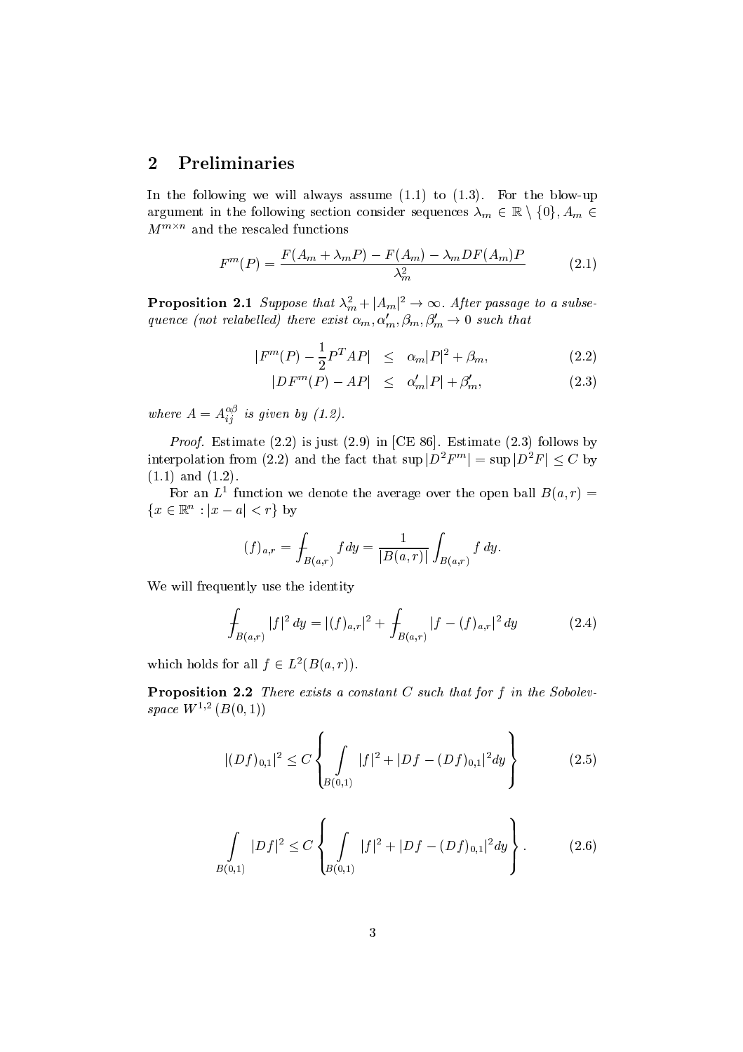## 2 Preliminaries

In the following we will always assume (1.1) to (1.3). For the blow-up argument in the following section consider sequences $\lambda_m \in \mathbb{R} \setminus \{0\}$, $A_m \in M^{m \times n}$ and the rescaled functions

$$F^m(P) = \frac{F(A_m + \lambda_m P) - F(A_m) - \lambda_m DF(A_m)P}{\lambda_m^2} \tag{2.1}$$

**Proposition 2.1** *Suppose that $\lambda_m^2 + |A_m|^2 \to \infty$. After passage to a subsequence (not relabelled) there exist $\alpha_m, \alpha_m', \beta_m, \beta_m' \to 0$ such that*

$$\begin{aligned} |F^m(P) - \frac{1}{2}P^T A P| &\leq \alpha_m |P|^2 + \beta_m, \qquad (2.2)\\ |DF^m(P) - AP| &\leq \alpha_m' |P| + \beta_m', \qquad (2.3) \end{aligned}$$

*where $A = A_{ij}^{\alpha\beta}$ is given by (1.2).*

*Proof.* Estimate (2.2) is just (2.9) in [CE 86]. Estimate (2.3) follows by interpolation from (2.2) and the fact that $\sup |D^2 F^m| = \sup |D^2 F| \leq C$ by (1.1) and (1.2).

For an $L^1$ function we denote the average over the open ball $B(a,r) = \{x \in \mathbb{R}^n : |x-a| < r\}$ by

$$(f)_{a,r} = \fint_{B(a,r)} f dy = \frac{1}{|B(a,r)|} \int_{B(a,r)} f \, dy.$$

We will frequently use the identity

$$\fint_{B(a,r)} |f|^2 \, dy = |(f)_{a,r}|^2 + \fint_{B(a,r)} |f - (f)_{a,r}|^2 \, dy \tag{2.4}$$

which holds for all $f \in L^2(B(a,r))$.

**Proposition 2.2** *There exists a constant $C$ such that for $f$ in the Sobolev-space $W^{1,2}(B(0,1))$*

$$|(Df)_{0,1}|^2 \leq C \left\{ \int_{B(0,1)} |f|^2 + |Df - (Df)_{0,1}|^2 dy \right\} \tag{2.5}$$

$$\int_{B(0,1)} |Df|^2 \leq C \left\{ \int_{B(0,1)} |f|^2 + |Df - (Df)_{0,1}|^2 dy \right\}. \tag{2.6}$$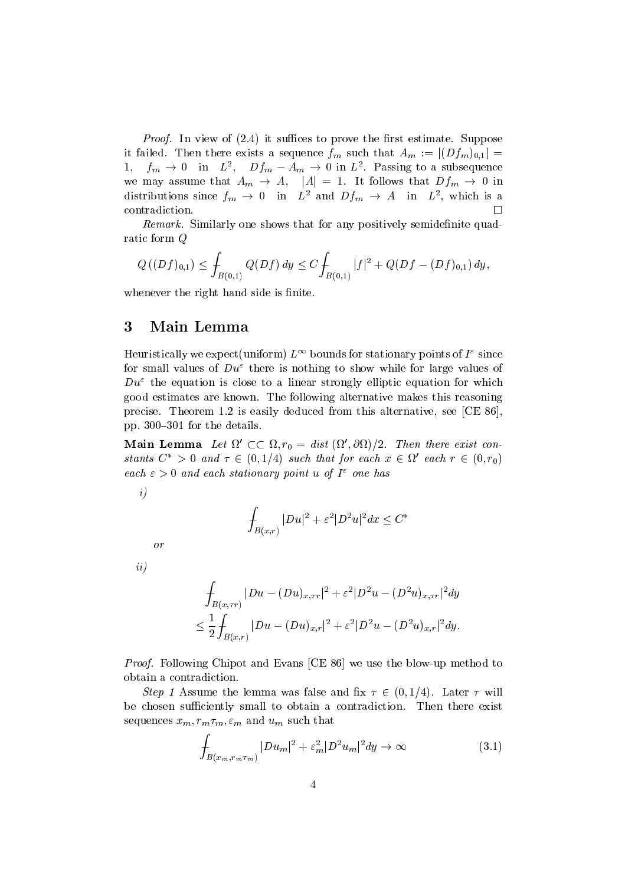*Proof.* In view of (2.4) it suffices to prove the first estimate. Suppose it failed. Then there exists a sequence $f_m$ such that $A_m := |(Df_m)_{0,1}| = 1, \quad f_m \to 0 \quad \text{in} \quad L^2, \quad Df_m - A_m \to 0$ in $L^2$. Passing to a subsequence we may assume that $A_m \to A, \quad |A| = 1$. It follows that $Df_m \to 0$ in distributions since $f_m \to 0 \quad \text{in} \quad L^2$ and $Df_m \to A \quad \text{in} \quad L^2$, which is a contradiction. □

*Remark.* Similarly one shows that for any positively semidefinite quadratic form $Q$

$$Q\left((Df)_{0,1}\right) \leq \fint_{B(0,1)} Q(Df)\, dy \leq C \fint_{B(0,1)} |f|^2 + Q(Df - (Df)_{0,1})\, dy,$$

whenever the right hand side is finite.

## 3 Main Lemma

Heuristically we expect(uniform) $L^\infty$ bounds for stationary points of $I^\varepsilon$ since for small values of $Du^\varepsilon$ there is nothing to show while for large values of $Du^\varepsilon$ the equation is close to a linear strongly elliptic equation for which good estimates are known. The following alternative makes this reasoning precise. Theorem 1.2 is easily deduced from this alternative, see [CE 86], pp. 300–301 for the details.

**Main Lemma** *Let $\Omega' \subset\subset \Omega, r_0 = dist\,(\Omega', \partial\Omega)/2$. Then there exist constants $C^* > 0$ and $\tau \in (0, 1/4)$ such that for each $x \in \Omega'$ each $r \in (0, r_0)$ each $\varepsilon > 0$ and each stationary point $u$ of $I^\varepsilon$ one has*

*i)*

$$\fint_{B(x,r)} |Du|^2 + \varepsilon^2 |D^2 u|^2 dx \leq C^*$$

*or*

*ii)*

$$\begin{aligned}
&\fint_{B(x,\tau r)} |Du - (Du)_{x,\tau r}|^2 + \varepsilon^2 |D^2 u - (D^2 u)_{x,\tau r}|^2 dy \\
&\leq \frac{1}{2} \fint_{B(x,r)} |Du - (Du)_{x,r}|^2 + \varepsilon^2 |D^2 u - (D^2 u)_{x,r}|^2 dy.
\end{aligned}$$

*Proof.* Following Chipot and Evans [CE 86] we use the blow-up method to obtain a contradiction.

*Step 1* Assume the lemma was false and fix $\tau \in (0, 1/4)$. Later $\tau$ will be chosen sufficiently small to obtain a contradiction. Then there exist sequences $x_m, r_m \tau_m, \varepsilon_m$ and $u_m$ such that

$$\fint_{B(x_m, r_m \tau_m)} |Du_m|^2 + \varepsilon_m^2 |D^2 u_m|^2 dy \to \infty \tag{3.1}$$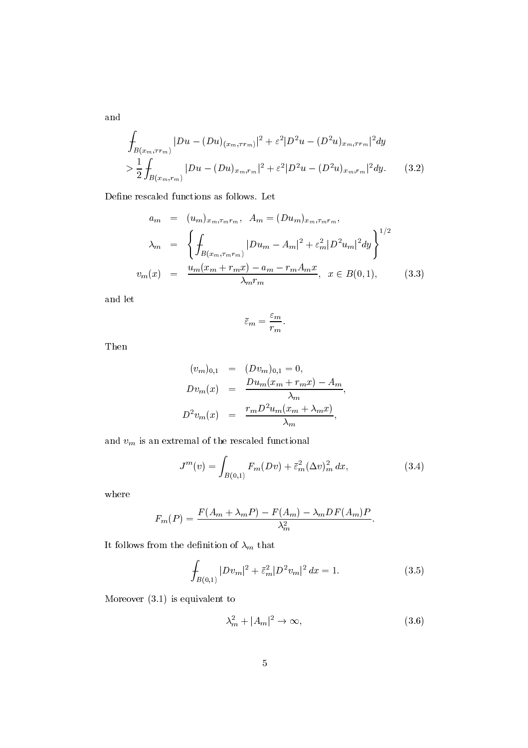and

$$
\begin{aligned}
&\fint_{B(x_m,\tau r_m)} |Du-(Du)_{(x_m,\tau r_m)}|^2+\varepsilon^2|D^2u-(D^2u)_{x_m,\tau r_m}|^2 dy \\
&>\frac{1}{2}\fint_{B(x_m,r_m)} |Du-(Du)_{x_m,r_m}|^2+\varepsilon^2|D^2u-(D^2u)_{x_m,r_m}|^2 dy. \qquad (3.2)
\end{aligned}
$$

Define rescaled functions as follows. Let

$$
\begin{aligned}
a_m &= (u_m)_{x_m,\tau_m r_m}, \quad A_m=(Du_m)_{x_m,\tau_m r_m}, \\
\lambda_m &= \left\{ \fint_{B(x_m,\tau_m r_m)} |Du_m-A_m|^2+\varepsilon_m^2|D^2u_m|^2 dy \right\}^{1/2} \\
v_m(x) &= \frac{u_m(x_m+r_mx)-a_m-r_mA_mx}{\lambda_m r_m}, \quad x\in B(0,1), \qquad (3.3)
\end{aligned}
$$

and let

$$
\bar{\varepsilon}_m=\frac{\varepsilon_m}{r_m}.
$$

Then

$$
\begin{aligned}
(v_m)_{0,1} &= (Dv_m)_{0,1}=0, \\
Dv_m(x) &= \frac{Du_m(x_m+r_mx)-A_m}{\lambda_m}, \\
D^2v_m(x) &= \frac{r_mD^2u_m(x_m+\lambda_mx)}{\lambda_m},
\end{aligned}
$$

and $v_m$ is an extremal of the rescaled functional

$$
J^m(v)=\int_{B(0,1)} F_m(Dv)+\bar{\varepsilon}_m^2(\Delta v)_m^2\,dx, \qquad (3.4)
$$

where

$$
F_m(P)=\frac{F(A_m+\lambda_mP)-F(A_m)-\lambda_mDF(A_m)P}{\lambda_m^2}.
$$

It follows from the definition of $\lambda_m$ that

$$
\fint_{B(0,1)} |Dv_m|^2+\bar{\varepsilon}_m^2|D^2v_m|^2\,dx=1. \qquad (3.5)
$$

Moreover (3.1) is equivalent to

$$
\lambda_m^2+|A_m|^2\to\infty, \qquad (3.6)
$$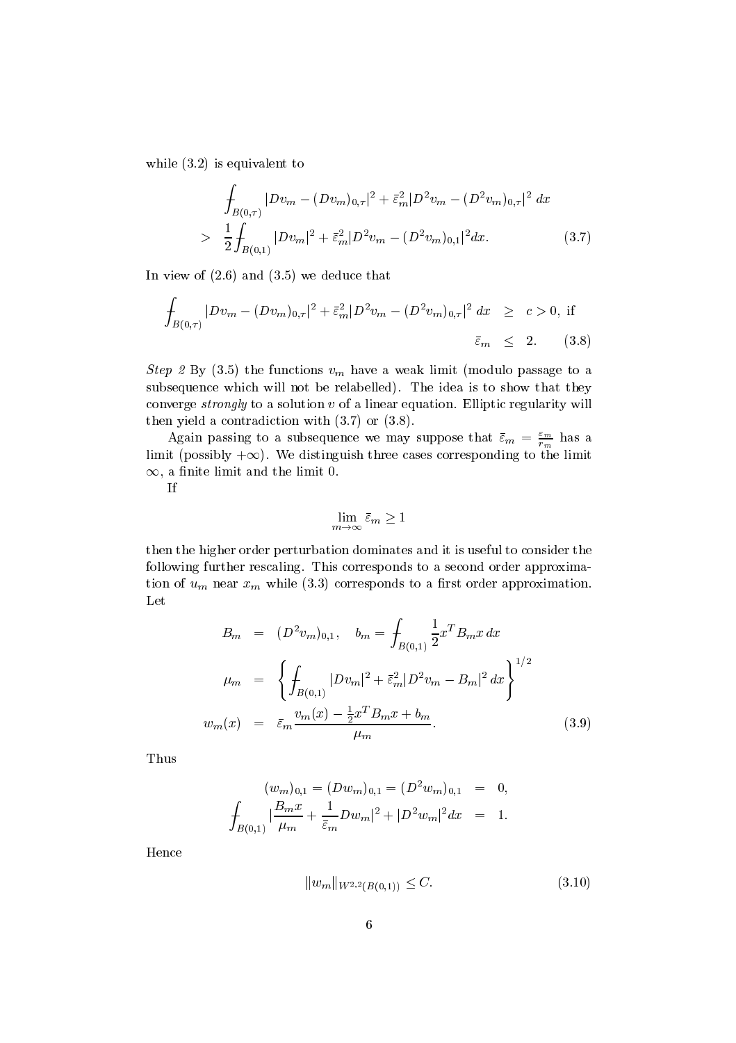while (3.2) is equivalent to

$$
\begin{aligned}
&\fint_{B(0,\tau)} |Dv_m - (Dv_m)_{0,\tau}|^2 + \bar{\varepsilon}_m^2 |D^2 v_m - (D^2 v_m)_{0,\tau}|^2 \, dx \\
> \;& \frac{1}{2} \fint_{B(0,1)} |Dv_m|^2 + \bar{\varepsilon}_m^2 |D^2 v_m - (D^2 v_m)_{0,1}|^2 dx. \qquad (3.7)
\end{aligned}
$$

In view of (2.6) and (3.5) we deduce that

$$
\begin{aligned}
\fint_{B(0,\tau)} |Dv_m - (Dv_m)_{0,\tau}|^2 + \bar{\varepsilon}_m^2 |D^2 v_m - (D^2 v_m)_{0,\tau}|^2 \, dx \;&\geq\; c > 0, \text{ if} \\
\bar{\varepsilon}_m \;&\leq\; 2. \qquad (3.8)
\end{aligned}
$$

*Step 2* By (3.5) the functions $v_m$ have a weak limit (modulo passage to a subsequence which will not be relabelled). The idea is to show that they converge *strongly* to a solution $v$ of a linear equation. Elliptic regularity will then yield a contradiction with (3.7) or (3.8).

Again passing to a subsequence we may suppose that $\bar{\varepsilon}_m = \frac{\varepsilon_m}{r_m}$ has a limit (possibly $+\infty$). We distinguish three cases corresponding to the limit $\infty$, a finite limit and the limit 0.

If

$$
\lim_{m\to\infty} \bar{\varepsilon}_m \geq 1
$$

then the higher order perturbation dominates and it is useful to consider the following further rescaling. This corresponds to a second order approximation of $u_m$ near $x_m$ while (3.3) corresponds to a first order approximation. Let

$$
\begin{aligned}
B_m &= (D^2 v_m)_{0,1}, \quad b_m = \fint_{B(0,1)} \frac{1}{2} x^T B_m x \, dx \\
\mu_m &= \left\{ \fint_{B(0,1)} |Dv_m|^2 + \bar{\varepsilon}_m^2 |D^2 v_m - B_m|^2 \, dx \right\}^{1/2} \\
w_m(x) &= \bar{\varepsilon}_m \frac{v_m(x) - \frac{1}{2} x^T B_m x + b_m}{\mu_m}. \qquad (3.9)
\end{aligned}
$$

Thus

$$
\begin{aligned}
(w_m)_{0,1} = (Dw_m)_{0,1} = (D^2 w_m)_{0,1} &= 0, \\
\fint_{B(0,1)} \left| \frac{B_m x}{\mu_m} + \frac{1}{\bar{\varepsilon}_m} Dw_m \right|^2 + |D^2 w_m|^2 dx &= 1.
\end{aligned}
$$

Hence

$$
\|w_m\|_{W^{2,2}(B(0,1))} \leq C. \qquad (3.10)
$$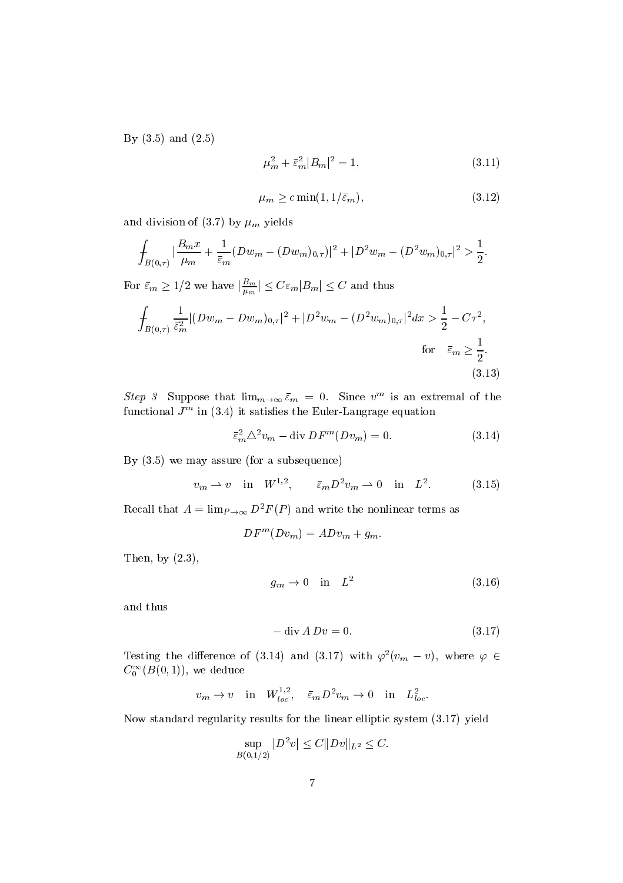By (3.5) and (2.5)

$$\mu_m^2 + \bar{\varepsilon}_m^2 |B_m|^2 = 1, \tag{3.11}$$

$$\mu_m \geq c \min(1, 1/\bar{\varepsilon}_m), \tag{3.12}$$

and division of (3.7) by $\mu_m$ yields

$$\fint_{B(0,\tau)} |\frac{B_m x}{\mu_m} + \frac{1}{\bar{\varepsilon}_m}(Dw_m - (Dw_m)_{0,\tau})|^2 + |D^2 w_m - (D^2 w_m)_{0,\tau}|^2 > \frac{1}{2}.$$

For $\bar{\varepsilon}_m \geq 1/2$ we have $|\frac{B_m}{\mu_m}| \leq C\varepsilon_m |B_m| \leq C$ and thus

$$\fint_{B(0,\tau)} \frac{1}{\bar{\varepsilon}_m^2} |(Dw_m - Dw_m)_{0,\tau}|^2 + |D^2 w_m - (D^2 w_m)_{0,\tau}|^2 dx > \frac{1}{2} - C\tau^2, \quad \text{for} \quad \bar{\varepsilon}_m \geq \frac{1}{2}. \tag{3.13}$$

*Step 3* Suppose that $\lim_{m\to\infty} \bar{\varepsilon}_m = 0$. Since $v^m$ is an extremal of the functional $J^m$ in (3.4) it satisfies the Euler-Langrage equation

$$\bar{\varepsilon}_m^2 \triangle^2 v_m - \operatorname{div} DF^m(Dv_m) = 0. \tag{3.14}$$

By (3.5) we may assure (for a subsequence)

$$v_m \rightharpoonup v \quad \text{in} \quad W^{1,2}, \qquad \bar{\varepsilon}_m D^2 v_m \rightharpoonup 0 \quad \text{in} \quad L^2. \tag{3.15}$$

Recall that $A = \lim_{P\to\infty} D^2 F(P)$ and write the nonlinear terms as

$$DF^m(Dv_m) = ADv_m + g_m.$$

Then, by (2.3),

$$g_m \to 0 \quad \text{in} \quad L^2 \tag{3.16}$$

and thus

$$-\operatorname{div} A\, Dv = 0. \tag{3.17}$$

Testing the difference of (3.14) and (3.17) with $\varphi^2(v_m - v)$, where $\varphi \in C_0^\infty(B(0,1))$, we deduce

$$v_m \to v \quad \text{in} \quad W^{1,2}_{loc}, \quad \bar{\varepsilon}_m D^2 v_m \to 0 \quad \text{in} \quad L^2_{loc}.$$

Now standard regularity results for the linear elliptic system (3.17) yield

$$\sup_{B(0,1/2)} |D^2 v| \leq C \|Dv\|_{L^2} \leq C.$$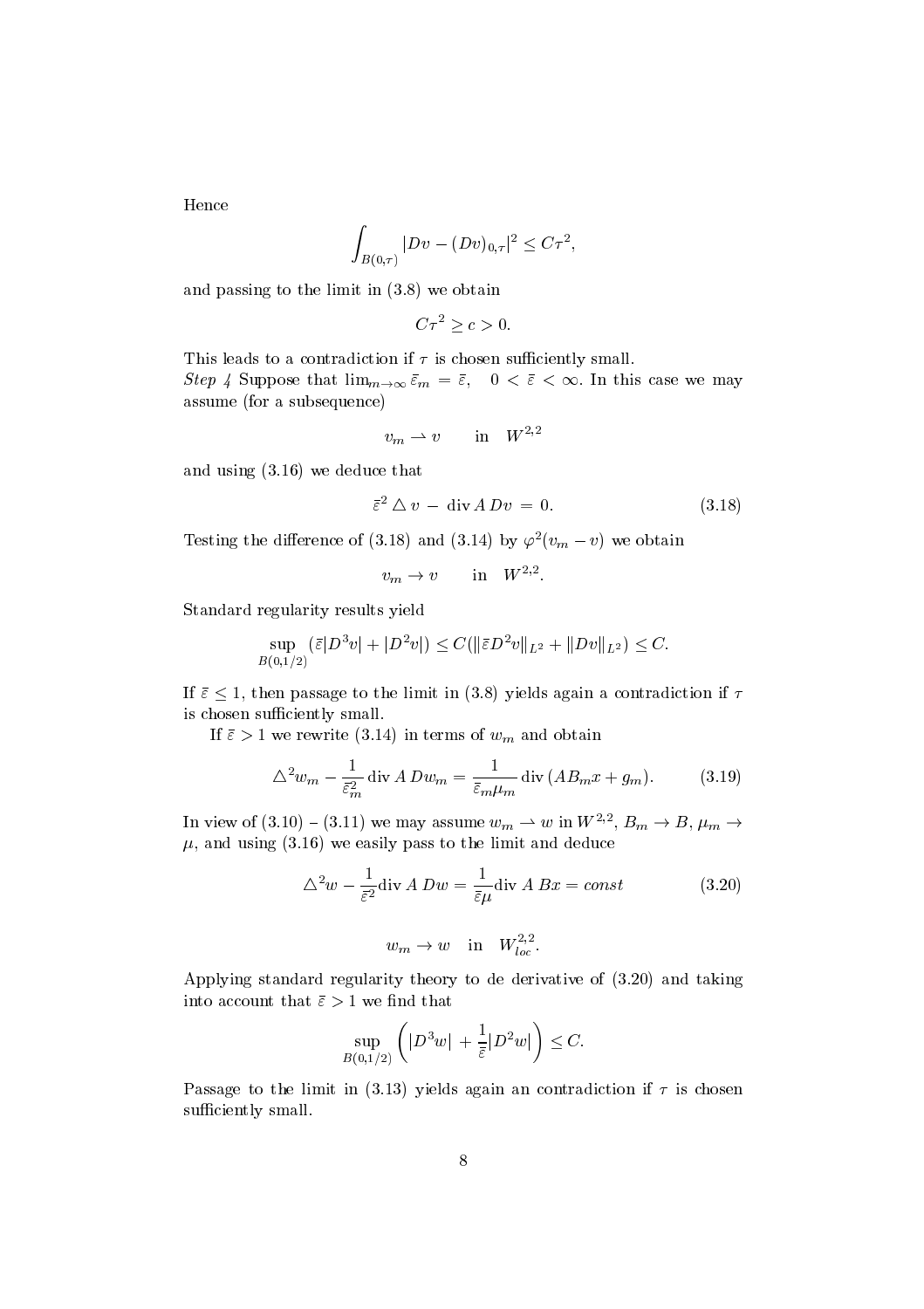Hence

$$\int_{B(0,\tau)} |Dv - (Dv)_{0,\tau}|^2 \le C\tau^2,$$

and passing to the limit in (3.8) we obtain

$$C\tau^2 \ge c > 0.$$

This leads to a contradiction if $\tau$ is chosen sufficiently small.

*Step 4* Suppose that $\lim_{m\to\infty} \bar{\varepsilon}_m = \bar{\varepsilon}, \quad 0 < \bar{\varepsilon} < \infty$. In this case we may assume (for a subsequence)

$$v_m \rightharpoonup v \qquad \text{in} \quad W^{2,2}$$

and using (3.16) we deduce that

$$\bar{\varepsilon}^2 \triangle v \,-\, \operatorname{div} A\, Dv \,=\, 0. \tag{3.18}$$

Testing the difference of (3.18) and (3.14) by $\varphi^2(v_m - v)$ we obtain

$$v_m \to v \qquad \text{in} \quad W^{2,2}.$$

Standard regularity results yield

$$\sup_{B(0,1/2)} (\bar{\varepsilon}|D^3 v| + |D^2 v|) \le C(\|\bar{\varepsilon} D^2 v\|_{L^2} + \|Dv\|_{L^2}) \le C.$$

If $\bar{\varepsilon} \le 1$, then passage to the limit in (3.8) yields again a contradiction if $\tau$ is chosen sufficiently small.

If $\bar{\varepsilon} > 1$ we rewrite (3.14) in terms of $w_m$ and obtain

$$\triangle^2 w_m - \frac{1}{\bar{\varepsilon}_m^2} \operatorname{div} A\, Dw_m = \frac{1}{\bar{\varepsilon}_m \mu_m} \operatorname{div}(AB_m x + g_m). \tag{3.19}$$

In view of (3.10) – (3.11) we may assume $w_m \rightharpoonup w$ in $W^{2,2}$, $B_m \to B$, $\mu_m \to \mu$, and using (3.16) we easily pass to the limit and deduce

$$\triangle^2 w - \frac{1}{\bar{\varepsilon}^2} \operatorname{div} A\, Dw = \frac{1}{\bar{\varepsilon}\mu} \operatorname{div} A\, Bx = const \tag{3.20}$$

$$w_m \to w \quad \text{in} \quad W^{2,2}_{loc}.$$

Applying standard regularity theory to de derivative of (3.20) and taking into account that $\bar{\varepsilon} > 1$ we find that

$$\sup_{B(0,1/2)} \left( |D^3 w| + \frac{1}{\bar{\varepsilon}} |D^2 w| \right) \le C.$$

Passage to the limit in (3.13) yields again an contradiction if $\tau$ is chosen sufficiently small.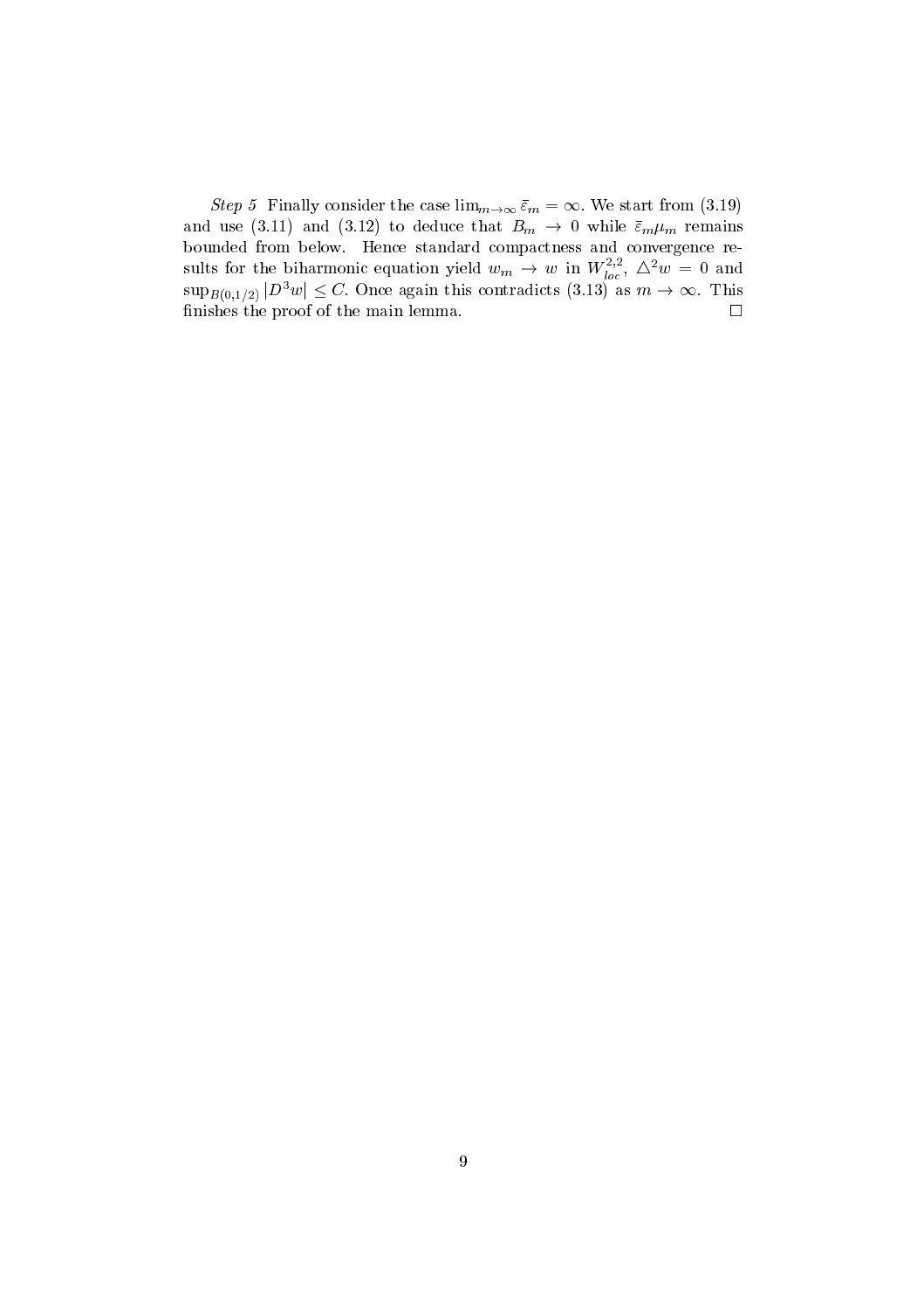*Step 5* Finally consider the case $\lim_{m\to\infty} \bar{\varepsilon}_m = \infty$. We start from (3.19) and use (3.11) and (3.12) to deduce that $B_m \to 0$ while $\bar{\varepsilon}_m \mu_m$ remains bounded from below. Hence standard compactness and convergence results for the biharmonic equation yield $w_m \to w$ in $W^{2,2}_{loc}$, $\triangle^2 w = 0$ and $\sup_{B(0,1/2)} |D^3 w| \leq C$. Once again this contradicts (3.13) as $m \to \infty$. This finishes the proof of the main lemma. □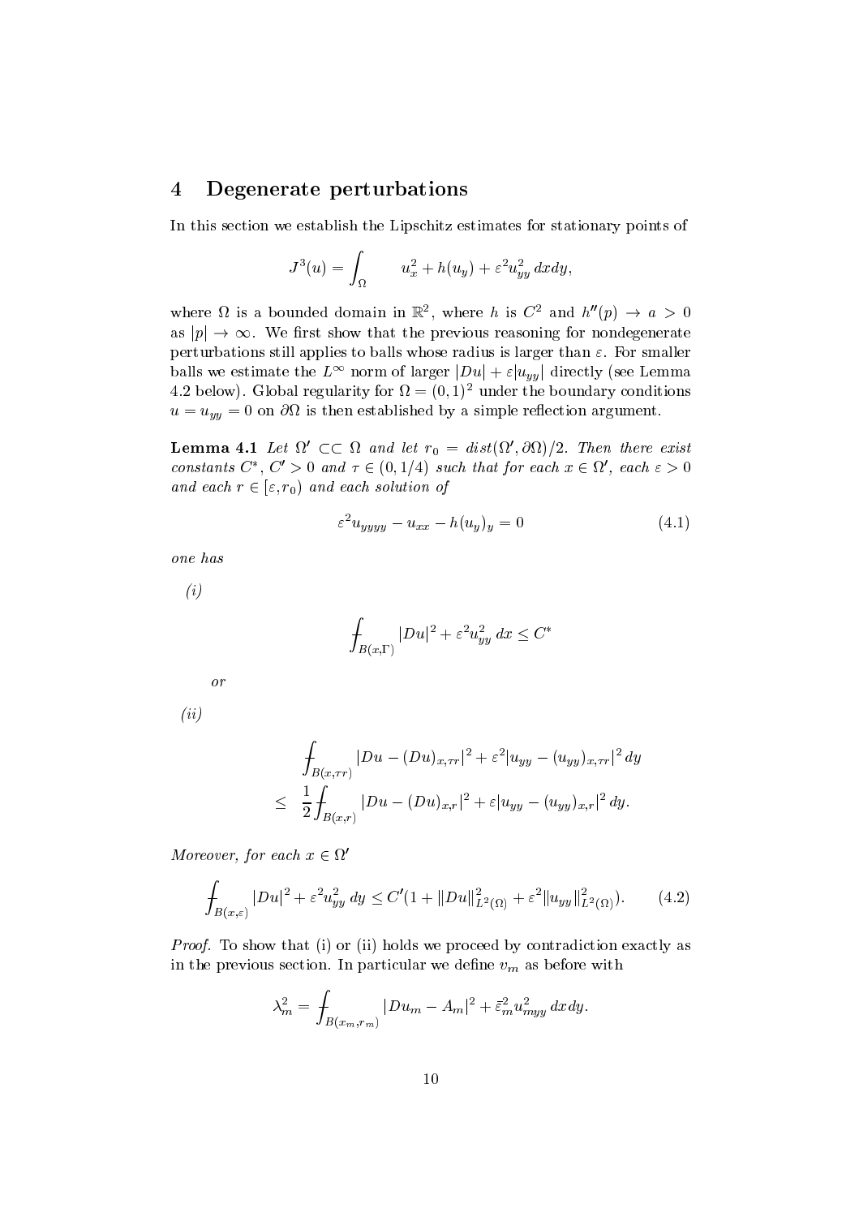## 4 Degenerate perturbations

In this section we establish the Lipschitz estimates for stationary points of

$$J^3(u) = \int_\Omega \quad u_x^2 + h(u_y) + \varepsilon^2 u_{yy}^2 \, dxdy,$$

where $\Omega$ is a bounded domain in $\mathbb{R}^2$, where $h$ is $C^2$ and $h''(p) \to a > 0$ as $|p| \to \infty$. We first show that the previous reasoning for nondegenerate perturbations still applies to balls whose radius is larger than $\varepsilon$. For smaller balls we estimate the $L^\infty$ norm of larger $|Du| + \varepsilon |u_{yy}|$ directly (see Lemma 4.2 below). Global regularity for $\Omega = (0,1)^2$ under the boundary conditions $u = u_{yy} = 0$ on $\partial\Omega$ is then established by a simple reflection argument.

**Lemma 4.1** *Let $\Omega' \subset\subset \Omega$ and let $r_0 = dist(\Omega', \partial\Omega)/2$. Then there exist constants $C^*$, $C' > 0$ and $\tau \in (0, 1/4)$ such that for each $x \in \Omega'$, each $\varepsilon > 0$ and each $r \in [\varepsilon, r_0)$ and each solution of*

$$\varepsilon^2 u_{yyyy} - u_{xx} - h(u_y)_y = 0 \tag{4.1}$$

*one has*

*(i)*

$$\fint_{B(x,\Gamma)} |Du|^2 + \varepsilon^2 u_{yy}^2 \, dx \leq C^*$$

*or*

*(ii)*

$$\begin{aligned} &\fint_{B(x,\tau r)} |Du - (Du)_{x,\tau r}|^2 + \varepsilon^2 |u_{yy} - (u_{yy})_{x,\tau r}|^2 \, dy \\ \leq \; & \frac{1}{2} \fint_{B(x,r)} |Du - (Du)_{x,r}|^2 + \varepsilon |u_{yy} - (u_{yy})_{x,r}|^2 \, dy. \end{aligned}$$

*Moreover, for each $x \in \Omega'$*

$$\fint_{B(x,\varepsilon)} |Du|^2 + \varepsilon^2 u_{yy}^2 \, dy \leq C'(1 + \|Du\|^2_{L^2(\Omega)} + \varepsilon^2 \|u_{yy}\|^2_{L^2(\Omega)}). \tag{4.2}$$

*Proof.* To show that (i) or (ii) holds we proceed by contradiction exactly as in the previous section. In particular we define $v_m$ as before with

$$\lambda_m^2 = \fint_{B(x_m, r_m)} |Du_m - A_m|^2 + \bar{\varepsilon}_m^2 u_{myy}^2 \, dxdy.$$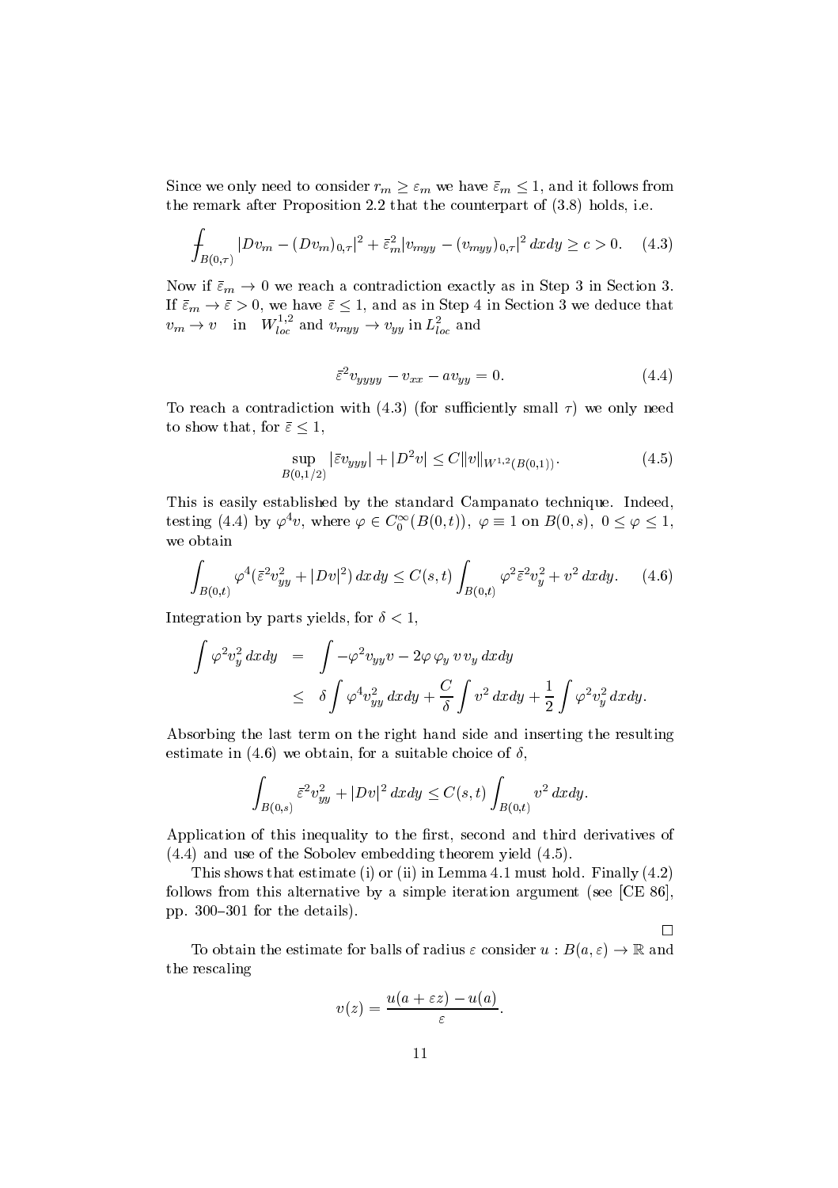Since we only need to consider $r_m \geq \varepsilon_m$ we have $\bar{\varepsilon}_m \leq 1$, and it follows from the remark after Proposition 2.2 that the counterpart of (3.8) holds, i.e.

$$\fint_{B(0,\tau)} |Dv_m - (Dv_m)_{0,\tau}|^2 + \bar{\varepsilon}_m^2 |v_{myy} - (v_{myy})_{0,\tau}|^2 \, dxdy \geq c > 0. \tag{4.3}$$

Now if $\bar{\varepsilon}_m \to 0$ we reach a contradiction exactly as in Step 3 in Section 3. If $\bar{\varepsilon}_m \to \bar{\varepsilon} > 0$, we have $\bar{\varepsilon} \leq 1$, and as in Step 4 in Section 3 we deduce that $v_m \to v \quad \text{in} \quad W^{1,2}_{loc}$ and $v_{myy} \to v_{yy}$ in $L^2_{loc}$ and

$$\bar{\varepsilon}^2 v_{yyyy} - v_{xx} - a v_{yy} = 0. \tag{4.4}$$

To reach a contradiction with (4.3) (for sufficiently small $\tau$) we only need to show that, for $\bar{\varepsilon} \leq 1$,

$$\sup_{B(0,1/2)} |\bar{\varepsilon} v_{yyy}| + |D^2 v| \leq C \|v\|_{W^{1,2}(B(0,1))}. \tag{4.5}$$

This is easily established by the standard Campanato technique. Indeed, testing (4.4) by $\varphi^4 v$, where $\varphi \in C_0^\infty(B(0,t))$, $\varphi \equiv 1$ on $B(0,s)$, $0 \leq \varphi \leq 1$, we obtain

$$\int_{B(0,t)} \varphi^4 (\bar{\varepsilon}^2 v_{yy}^2 + |Dv|^2) \, dxdy \leq C(s,t) \int_{B(0,t)} \varphi^2 \bar{\varepsilon}^2 v_y^2 + v^2 \, dxdy. \tag{4.6}$$

Integration by parts yields, for $\delta < 1$,

$$\begin{aligned}
\int \varphi^2 v_y^2 \, dxdy &= \int -\varphi^2 v_{yy} v - 2\varphi \, \varphi_y \, v \, v_y \, dxdy \\
&\leq \delta \int \varphi^4 v_{yy}^2 \, dxdy + \frac{C}{\delta} \int v^2 \, dxdy + \frac{1}{2} \int \varphi^2 v_y^2 \, dxdy.
\end{aligned}$$

Absorbing the last term on the right hand side and inserting the resulting estimate in (4.6) we obtain, for a suitable choice of $\delta$,

$$\int_{B(0,s)} \bar{\varepsilon}^2 v_{yy}^2 + |Dv|^2 \, dxdy \leq C(s,t) \int_{B(0,t)} v^2 \, dxdy.$$

Application of this inequality to the first, second and third derivatives of (4.4) and use of the Sobolev embedding theorem yield (4.5).

This shows that estimate (i) or (ii) in Lemma 4.1 must hold. Finally (4.2) follows from this alternative by a simple iteration argument (see [CE 86], pp. 300–301 for the details).

□

To obtain the estimate for balls of radius $\varepsilon$ consider $u : B(a,\varepsilon) \to \mathbb{R}$ and the rescaling

$$v(z) = \frac{u(a + \varepsilon z) - u(a)}{\varepsilon}.$$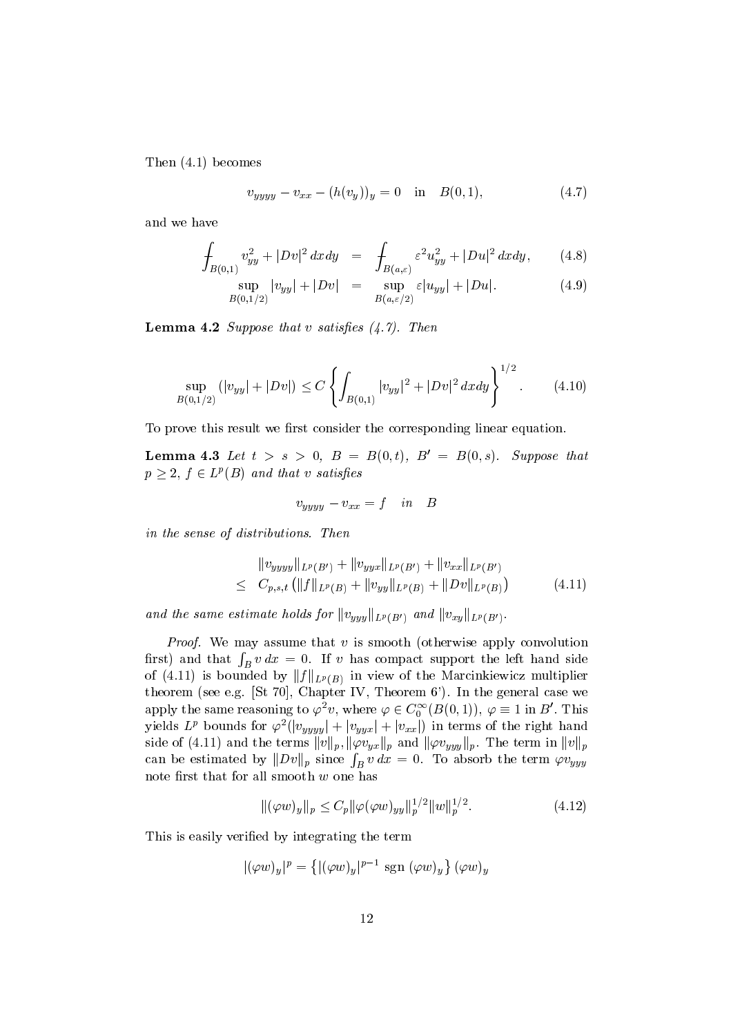Then (4.1) becomes

$$v_{yyyy} - v_{xx} - (h(v_y))_y = 0 \quad \text{in} \quad B(0,1), \tag{4.7}$$

and we have

$$\begin{aligned}
\fint_{B(0,1)} v_{yy}^2 + |Dv|^2 \, dx dy &= \fint_{B(a,\varepsilon)} \varepsilon^2 u_{yy}^2 + |Du|^2 \, dx dy, & (4.8) \\
\sup_{B(0,1/2)} |v_{yy}| + |Dv| &= \sup_{B(a,\varepsilon/2)} \varepsilon |u_{yy}| + |Du|. & (4.9)
\end{aligned}$$

**Lemma 4.2** *Suppose that $v$ satisfies (4.7). Then*

$$\sup_{B(0,1/2)} (|v_{yy}| + |Dv|) \leq C \left\{ \int_{B(0,1)} |v_{yy}|^2 + |Dv|^2 \, dx dy \right\}^{1/2}. \tag{4.10}$$

To prove this result we first consider the corresponding linear equation.

**Lemma 4.3** *Let $t > s > 0$, $B = B(0,t)$, $B' = B(0,s)$. Suppose that $p \geq 2$, $f \in L^p(B)$ and that $v$ satisfies*

$$v_{yyyy} - v_{xx} = f \quad \text{in} \quad B$$

*in the sense of distributions. Then*

$$\begin{aligned}
& \|v_{yyyy}\|_{L^p(B')} + \|v_{yyx}\|_{L^p(B')} + \|v_{xx}\|_{L^p(B')} \\
\leq \; & C_{p,s,t} \left( \|f\|_{L^p(B)} + \|v_{yy}\|_{L^p(B)} + \|Dv\|_{L^p(B)} \right)
\end{aligned} \tag{4.11}$$

*and the same estimate holds for $\|v_{yyy}\|_{L^p(B')}$ and $\|v_{xy}\|_{L^p(B')}$.*

*Proof.* We may assume that $v$ is smooth (otherwise apply convolution first) and that $\int_B v \, dx = 0$. If $v$ has compact support the left hand side of (4.11) is bounded by $\|f\|_{L^p(B)}$ in view of the Marcinkiewicz multiplier theorem (see e.g. [St 70], Chapter IV, Theorem 6'). In the general case we apply the same reasoning to $\varphi^2 v$, where $\varphi \in C_0^\infty(B(0,1))$, $\varphi \equiv 1$ in $B'$. This yields $L^p$ bounds for $\varphi^2(|v_{yyyy}| + |v_{yyx}| + |v_{xx}|)$ in terms of the right hand side of (4.11) and the terms $\|v\|_p, \|\varphi v_{yx}\|_p$ and $\|\varphi v_{yyy}\|_p$. The term in $\|v\|_p$ can be estimated by $\|Dv\|_p$ since $\int_B v \, dx = 0$. To absorb the term $\varphi v_{yyy}$ note first that for all smooth $w$ one has

$$\|(\varphi w)_y\|_p \leq C_p \|\varphi(\varphi w)_{yy}\|_p^{1/2} \|w\|_p^{1/2}. \tag{4.12}$$

This is easily verified by integrating the term

$$|(\varphi w)_y|^p = \left\{ |(\varphi w)_y|^{p-1} \operatorname{sgn} (\varphi w)_y \right\} (\varphi w)_y$$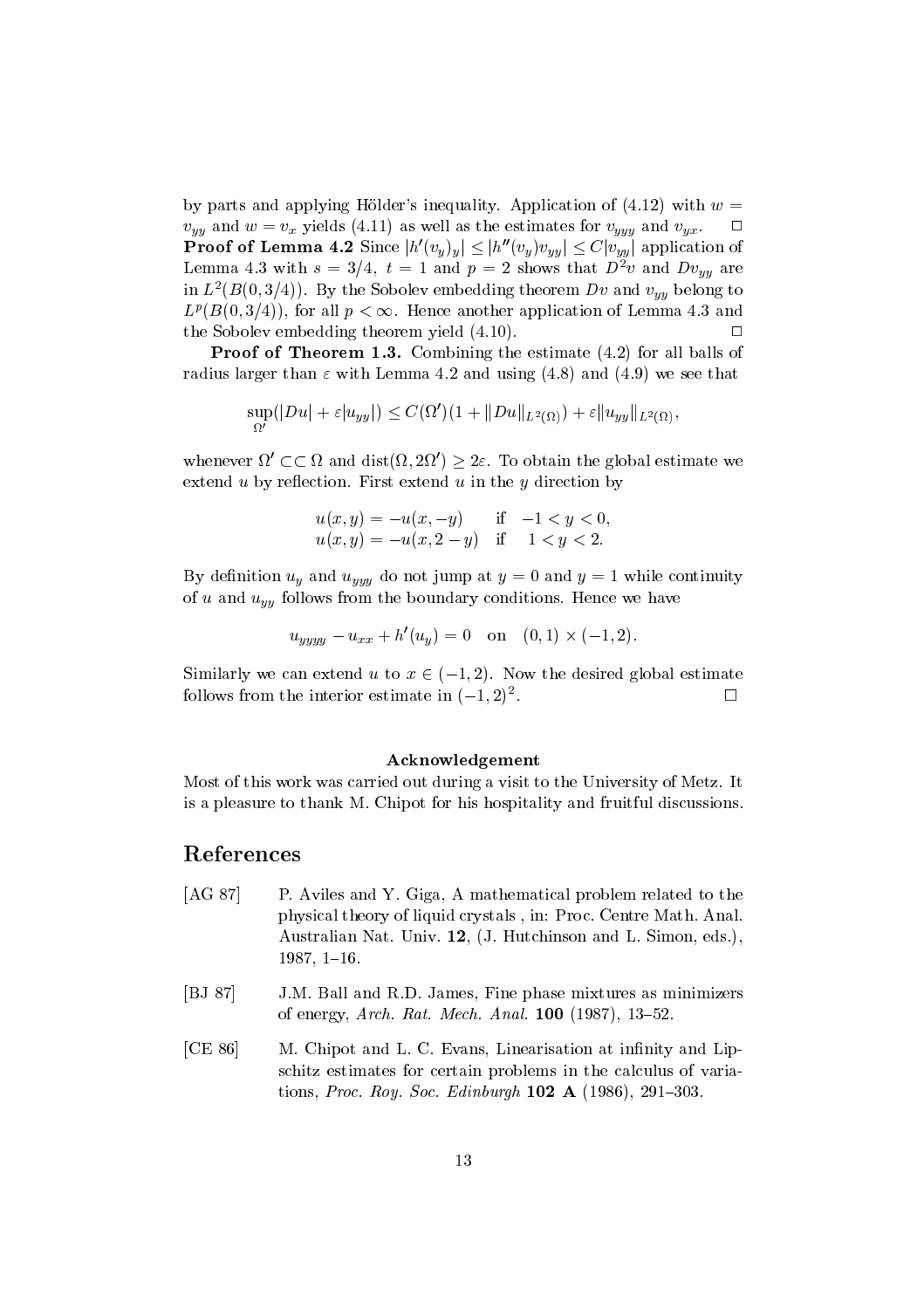by parts and applying Hölder's inequality. Application of (4.12) with $w = v_{yy}$ and $w = v_x$ yields (4.11) as well as the estimates for $v_{yyy}$ and $v_{yx}$. $\square$

**Proof of Lemma 4.2** Since $|h'(v_y)_y| \le |h''(v_y)v_{yy}| \le C|v_{yy}|$ application of Lemma 4.3 with $s = 3/4$, $t = 1$ and $p = 2$ shows that $D^2 v$ and $Dv_{yy}$ are in $L^2(B(0, 3/4))$. By the Sobolev embedding theorem $Dv$ and $v_{yy}$ belong to $L^p(B(0, 3/4))$, for all $p < \infty$. Hence another application of Lemma 4.3 and the Sobolev embedding theorem yield (4.10). $\square$

**Proof of Theorem 1.3.** Combining the estimate (4.2) for all balls of radius larger than $\varepsilon$ with Lemma 4.2 and using (4.8) and (4.9) we see that

$$\sup_{\Omega'}(|Du| + \varepsilon|u_{yy}|) \le C(\Omega')(1 + \|Du\|_{L^2(\Omega)}) + \varepsilon\|u_{yy}\|_{L^2(\Omega)},$$

whenever $\Omega' \subset\subset \Omega$ and $\operatorname{dist}(\Omega, 2\Omega') \ge 2\varepsilon$. To obtain the global estimate we extend $u$ by reflection. First extend $u$ in the $y$ direction by

$$\begin{aligned} u(x,y) &= -u(x,-y) \quad &\text{if} \quad -1 < y < 0, \\ u(x,y) &= -u(x, 2-y) \quad &\text{if} \quad 1 < y < 2. \end{aligned}$$

By definition $u_y$ and $u_{yyy}$ do not jump at $y = 0$ and $y = 1$ while continuity of $u$ and $u_{yy}$ follows from the boundary conditions. Hence we have

$$u_{yyyy} - u_{xx} + h'(u_y) = 0 \quad \text{on} \quad (0,1) \times (-1,2).$$

Similarly we can extend $u$ to $x \in (-1, 2)$. Now the desired global estimate follows from the interior estimate in $(-1, 2)^2$. $\square$

### Acknowledgement

Most of this work was carried out during a visit to the University of Metz. It is a pleasure to thank M. Chipot for his hospitality and fruitful discussions.

## References

[AG 87] P. Aviles and Y. Giga, A mathematical problem related to the physical theory of liquid crystals , in: Proc. Centre Math. Anal. Australian Nat. Univ. **12**, (J. Hutchinson and L. Simon, eds.), 1987, 1–16.

[BJ 87] J.M. Ball and R.D. James, Fine phase mixtures as minimizers of energy, *Arch. Rat. Mech. Anal.* **100** (1987), 13–52.

[CE 86] M. Chipot and L. C. Evans, Linearisation at infinity and Lipschitz estimates for certain problems in the calculus of variations, *Proc. Roy. Soc. Edinburgh* **102 A** (1986), 291–303.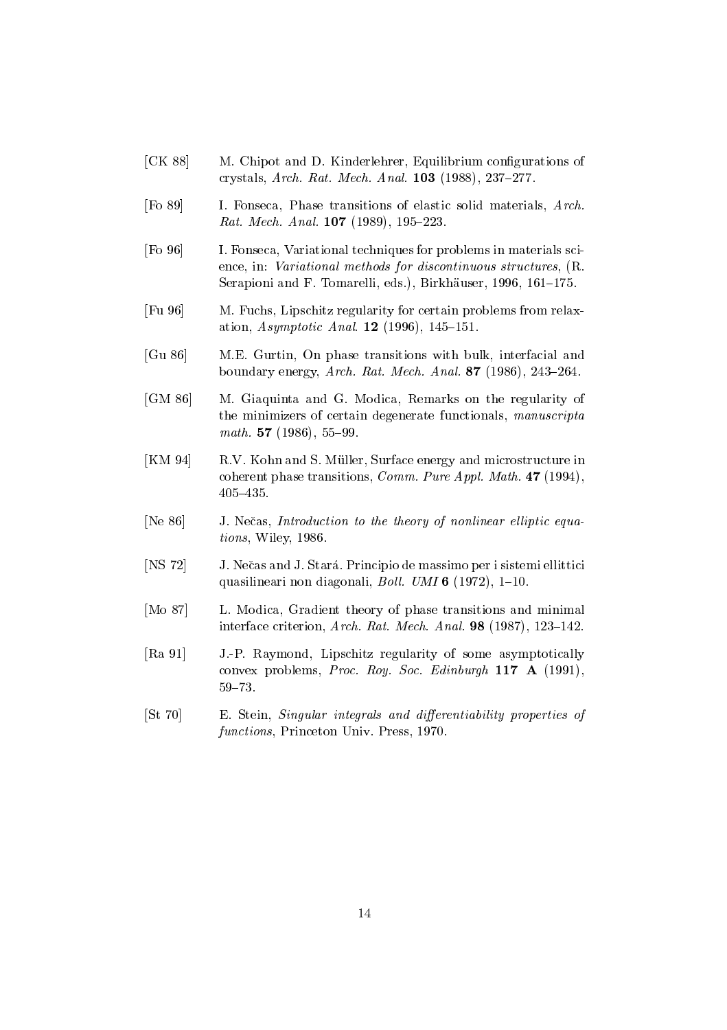[CK 88] M. Chipot and D. Kinderlehrer, Equilibrium configurations of crystals, *Arch. Rat. Mech. Anal.* **103** (1988), 237–277.

[Fo 89] I. Fonseca, Phase transitions of elastic solid materials, *Arch. Rat. Mech. Anal.* **107** (1989), 195–223.

[Fo 96] I. Fonseca, Variational techniques for problems in materials science, in: *Variational methods for discontinuous structures*, (R. Serapioni and F. Tomarelli, eds.), Birkhäuser, 1996, 161–175.

[Fu 96] M. Fuchs, Lipschitz regularity for certain problems from relaxation, *Asymptotic Anal.* **12** (1996), 145–151.

[Gu 86] M.E. Gurtin, On phase transitions with bulk, interfacial and boundary energy, *Arch. Rat. Mech. Anal.* **87** (1986), 243–264.

[GM 86] M. Giaquinta and G. Modica, Remarks on the regularity of the minimizers of certain degenerate functionals, *manuscripta math.* **57** (1986), 55–99.

[KM 94] R.V. Kohn and S. Müller, Surface energy and microstructure in coherent phase transitions, *Comm. Pure Appl. Math.* **47** (1994), 405–435.

[Ne 86] J. Nečas, *Introduction to the theory of nonlinear elliptic equations*, Wiley, 1986.

[NS 72] J. Nečas and J. Stará. Principio de massimo per i sistemi ellittici quasilineari non diagonali, *Boll. UMI* **6** (1972), 1–10.

[Mo 87] L. Modica, Gradient theory of phase transitions and minimal interface criterion, *Arch. Rat. Mech. Anal.* **98** (1987), 123–142.

[Ra 91] J.-P. Raymond, Lipschitz regularity of some asymptotically convex problems, *Proc. Roy. Soc. Edinburgh* **117 A** (1991), 59–73.

[St 70] E. Stein, *Singular integrals and differentiability properties of functions*, Princeton Univ. Press, 1970.